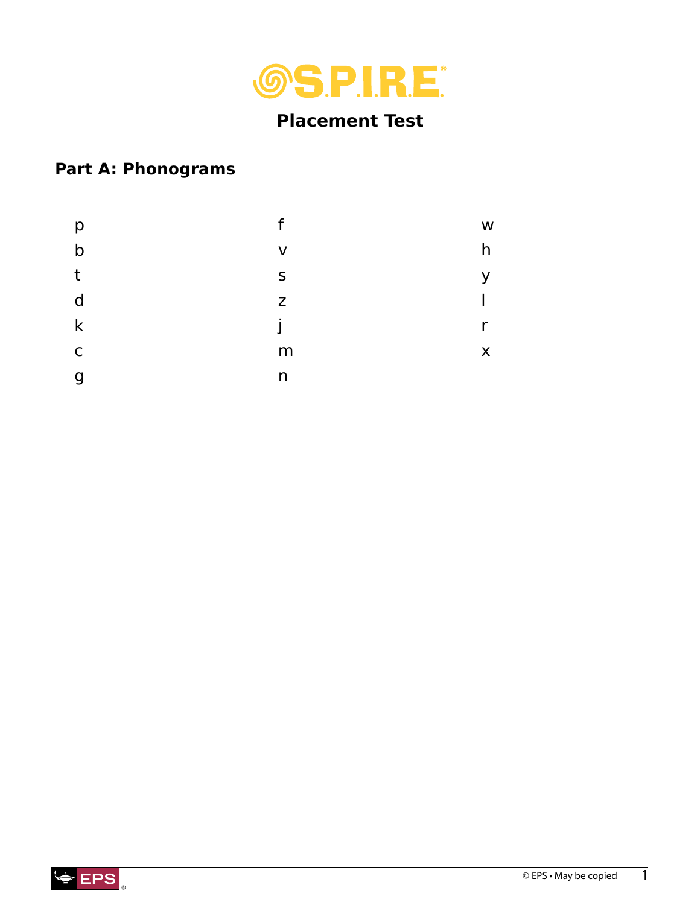# S.P.I.R.E.®

## Placement Test

### Part A: Phonograms

| | | |
|---|---|---|
| p | f | w |
| b | v | h |
| t | s | y |
| d | z | l |
| k | j | r |
| c | m | x |
| g | n | |

© EPS • May be copied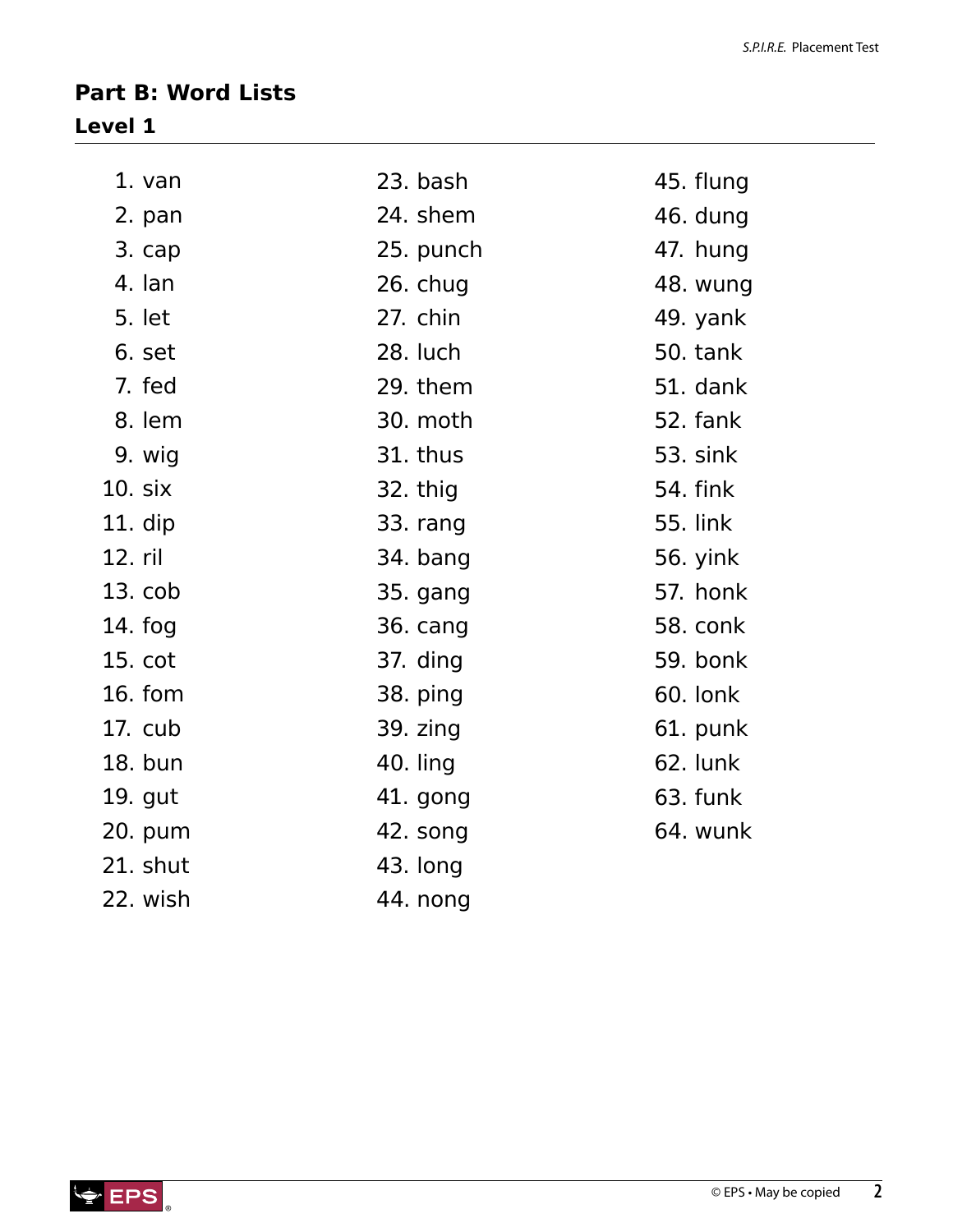## Part B: Word Lists

### Level 1

1. van
2. pan
3. cap
4. lan
5. let
6. set
7. fed
8. lem
9. wig
10. six
11. dip
12. ril
13. cob
14. fog
15. cot
16. fom
17. cub
18. bun
19. gut
20. pum
21. shut
22. wish
23. bash
24. shem
25. punch
26. chug
27. chin
28. luch
29. them
30. moth
31. thus
32. thig
33. rang
34. bang
35. gang
36. cang
37. ding
38. ping
39. zing
40. ling
41. gong
42. song
43. long
44. nong
45. flung
46. dung
47. hung
48. wung
49. yank
50. tank
51. dank
52. fank
53. sink
54. fink
55. link
56. yink
57. honk
58. conk
59. bonk
60. lonk
61. punk
62. lunk
63. funk
64. wunk

© EPS • May be copied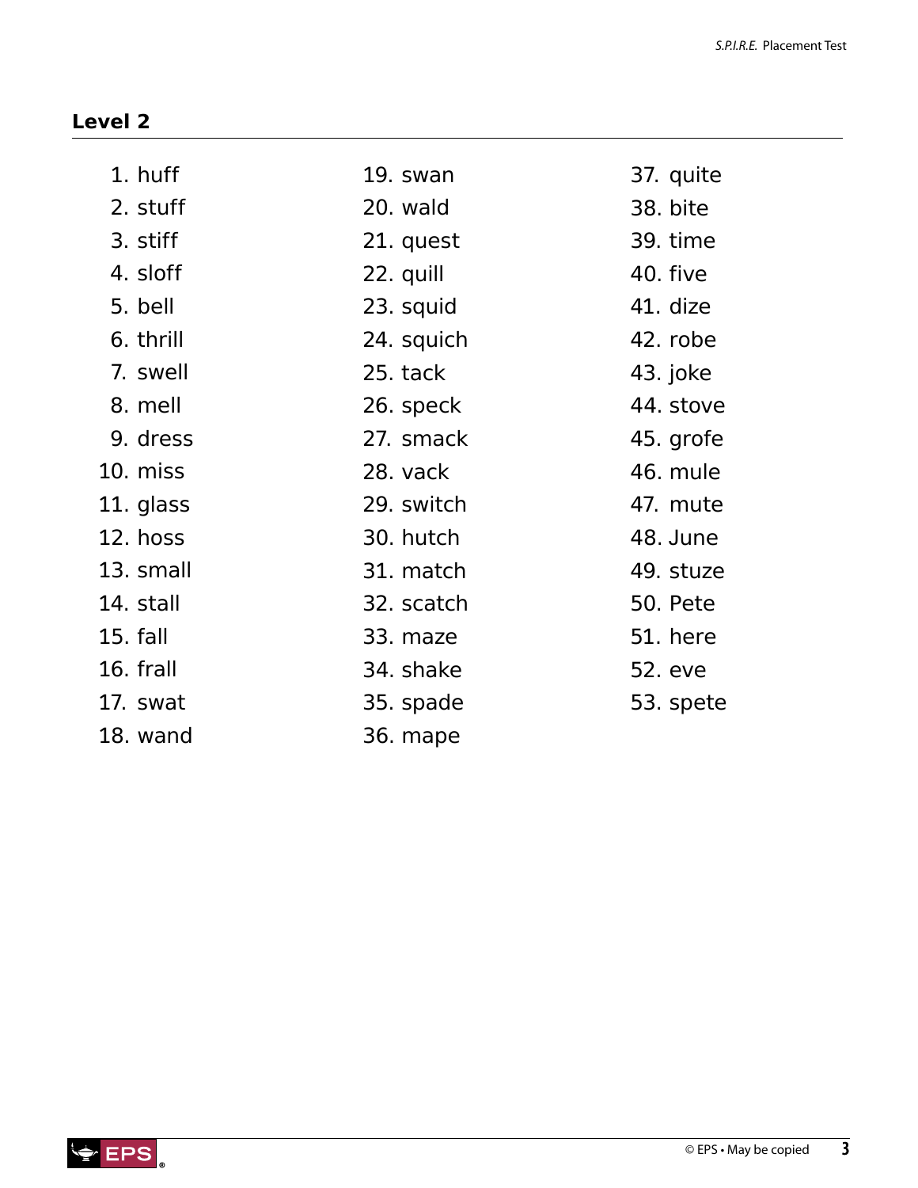## Level 2

1. huff
2. stuff
3. stiff
4. sloff
5. bell
6. thrill
7. swell
8. mell
9. dress
10. miss
11. glass
12. hoss
13. small
14. stall
15. fall
16. frall
17. swat
18. wand
19. swan
20. wald
21. quest
22. quill
23. squid
24. squich
25. tack
26. speck
27. smack
28. vack
29. switch
30. hutch
31. match
32. scatch
33. maze
34. shake
35. spade
36. mape
37. quite
38. bite
39. time
40. five
41. dize
42. robe
43. joke
44. stove
45. grofe
46. mule
47. mute
48. June
49. stuze
50. Pete
51. here
52. eve
53. spete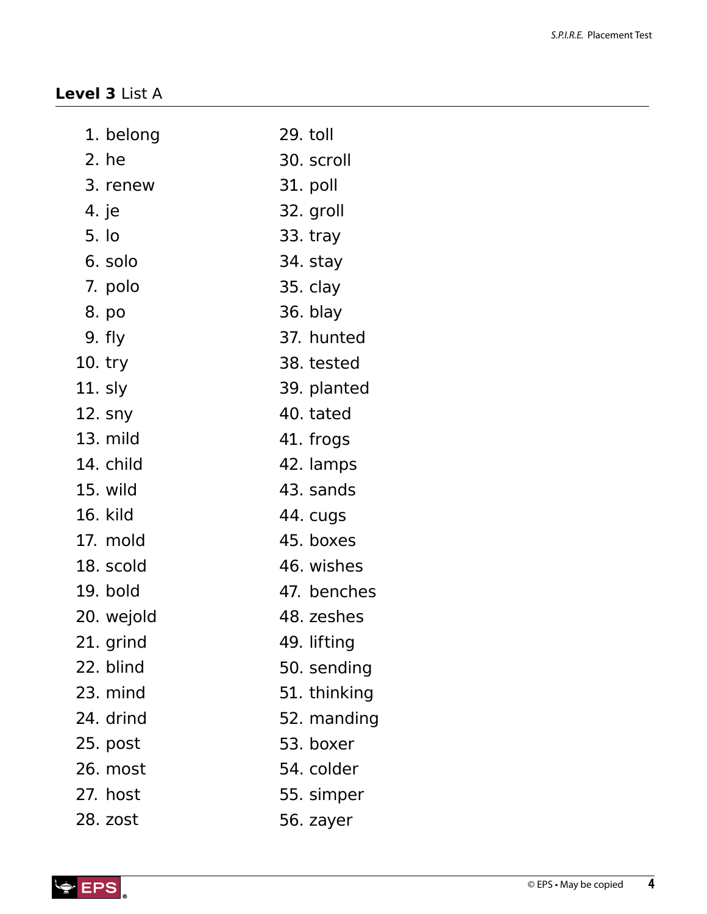## **Level 3** List A

1. belong
2. he
3. renew
4. je
5. lo
6. solo
7. polo
8. po
9. fly
10. try
11. sly
12. sny
13. mild
14. child
15. wild
16. kild
17. mold
18. scold
19. bold
20. wejold
21. grind
22. blind
23. mind
24. drind
25. post
26. most
27. host
28. zost
29. toll
30. scroll
31. poll
32. groll
33. tray
34. stay
35. clay
36. blay
37. hunted
38. tested
39. planted
40. tated
41. frogs
42. lamps
43. sands
44. cugs
45. boxes
46. wishes
47. benches
48. zeshes
49. lifting
50. sending
51. thinking
52. manding
53. boxer
54. colder
55. simper
56. zayer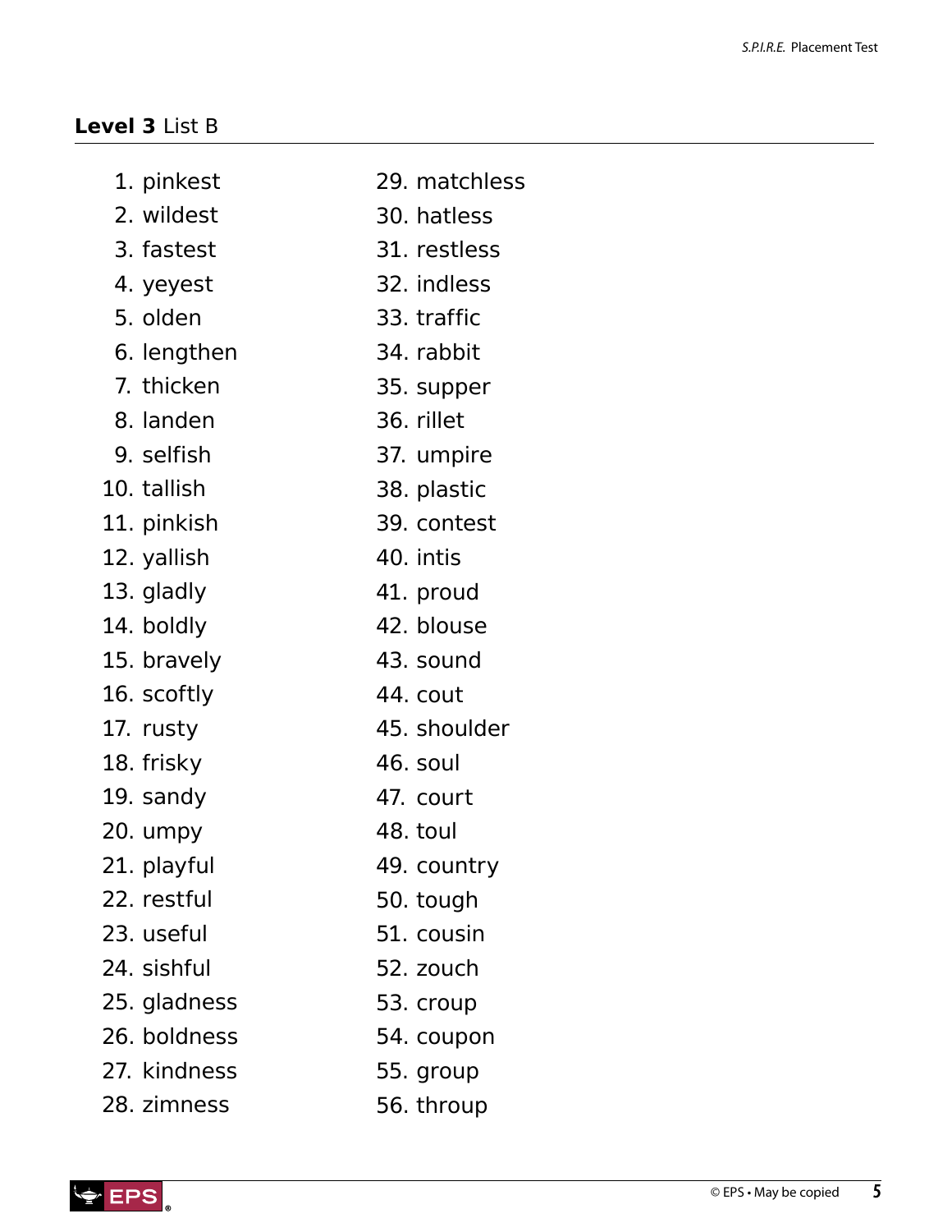## **Level 3** List B

1. pinkest
2. wildest
3. fastest
4. yeyest
5. olden
6. lengthen
7. thicken
8. landen
9. selfish
10. tallish
11. pinkish
12. yallish
13. gladly
14. boldly
15. bravely
16. scoftly
17. rusty
18. frisky
19. sandy
20. umpy
21. playful
22. restful
23. useful
24. sishful
25. gladness
26. boldness
27. kindness
28. zimness
29. matchless
30. hatless
31. restless
32. indless
33. traffic
34. rabbit
35. supper
36. rillet
37. umpire
38. plastic
39. contest
40. intis
41. proud
42. blouse
43. sound
44. cout
45. shoulder
46. soul
47. court
48. toul
49. country
50. tough
51. cousin
52. zouch
53. croup
54. coupon
55. group
56. throup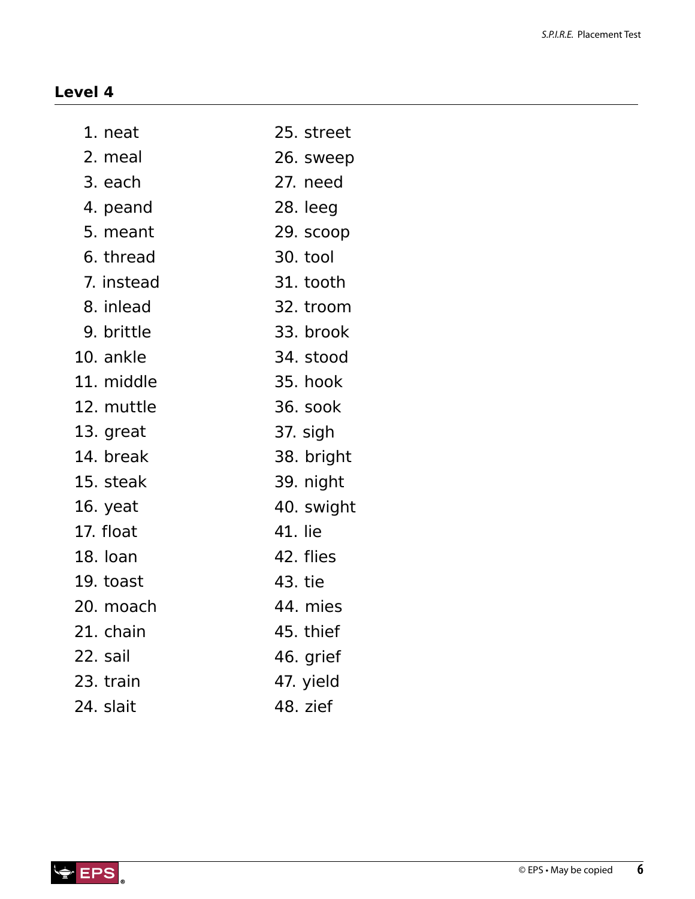## Level 4

1. neat
2. meal
3. each
4. peand
5. meant
6. thread
7. instead
8. inlead
9. brittle
10. ankle
11. middle
12. muttle
13. great
14. break
15. steak
16. yeat
17. float
18. loan
19. toast
20. moach
21. chain
22. sail
23. train
24. slait
25. street
26. sweep
27. need
28. leeg
29. scoop
30. tool
31. tooth
32. troom
33. brook
34. stood
35. hook
36. sook
37. sigh
38. bright
39. night
40. swight
41. lie
42. flies
43. tie
44. mies
45. thief
46. grief
47. yield
48. zief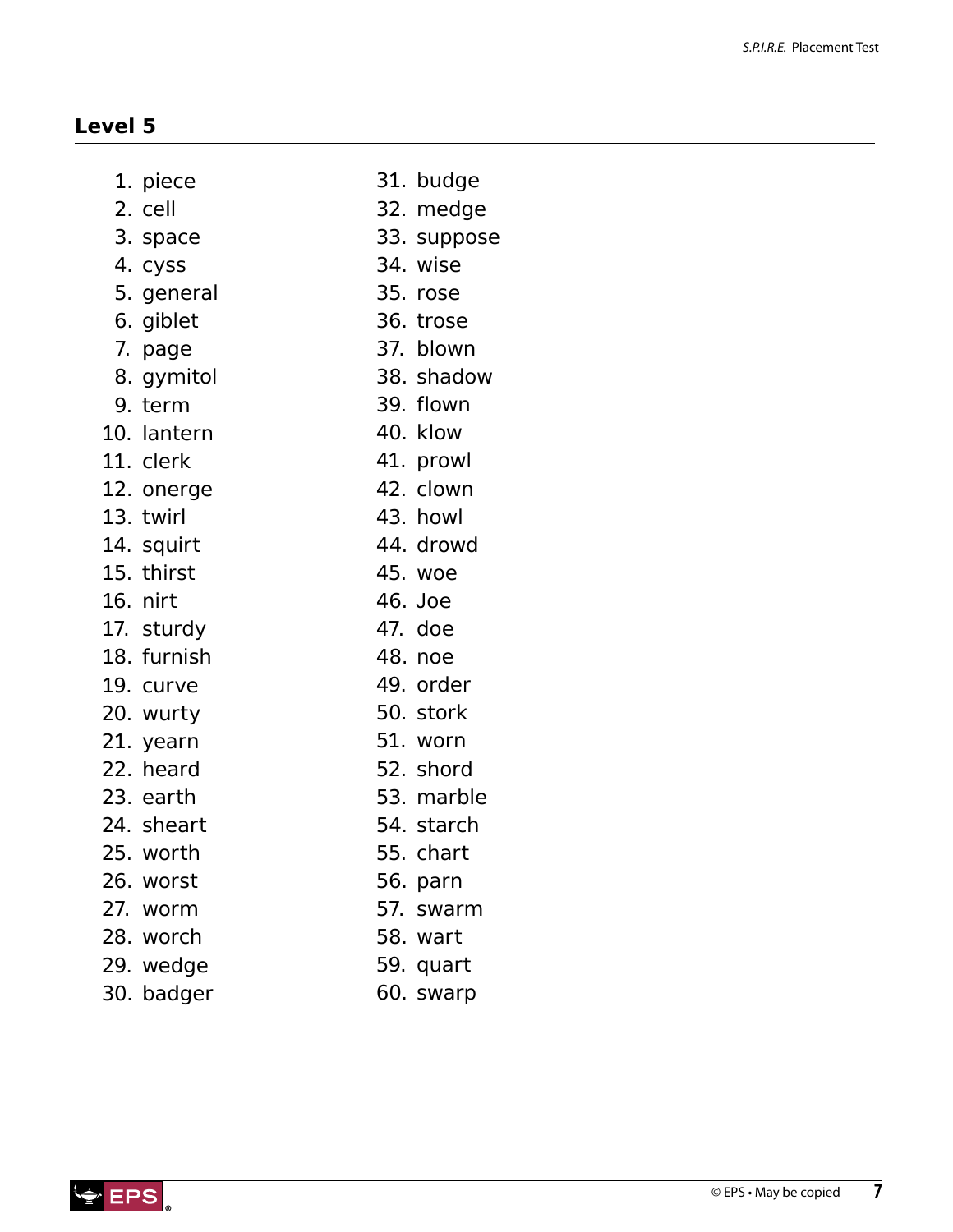## Level 5

1. piece
2. cell
3. space
4. cyss
5. general
6. giblet
7. page
8. gymitol
9. term
10. lantern
11. clerk
12. onerge
13. twirl
14. squirt
15. thirst
16. nirt
17. sturdy
18. furnish
19. curve
20. wurty
21. yearn
22. heard
23. earth
24. sheart
25. worth
26. worst
27. worm
28. worch
29. wedge
30. badger
31. budge
32. medge
33. suppose
34. wise
35. rose
36. trose
37. blown
38. shadow
39. flown
40. klow
41. prowl
42. clown
43. howl
44. drowd
45. woe
46. Joe
47. doe
48. noe
49. order
50. stork
51. worn
52. shord
53. marble
54. starch
55. chart
56. parn
57. swarm
58. wart
59. quart
60. swarp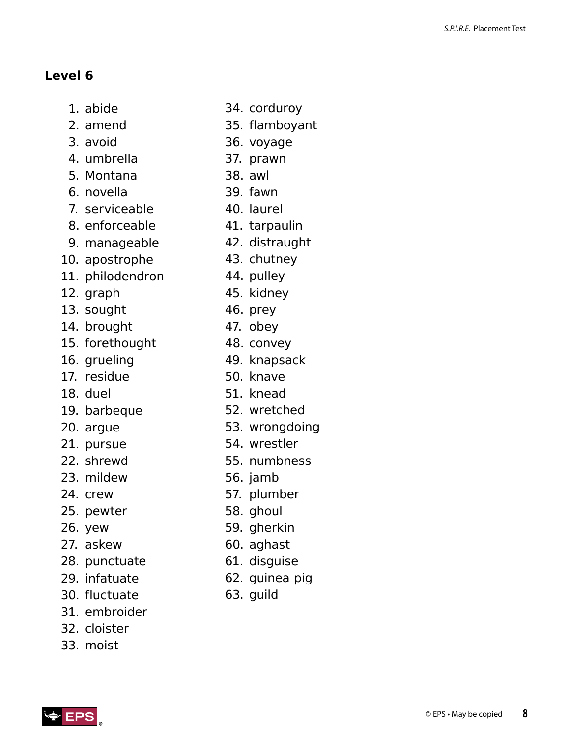## Level 6

1. abide
2. amend
3. avoid
4. umbrella
5. Montana
6. novella
7. serviceable
8. enforceable
9. manageable
10. apostrophe
11. philodendron
12. graph
13. sought
14. brought
15. forethought
16. grueling
17. residue
18. duel
19. barbeque
20. argue
21. pursue
22. shrewd
23. mildew
24. crew
25. pewter
26. yew
27. askew
28. punctuate
29. infatuate
30. fluctuate
31. embroider
32. cloister
33. moist
34. corduroy
35. flamboyant
36. voyage
37. prawn
38. awl
39. fawn
40. laurel
41. tarpaulin
42. distraught
43. chutney
44. pulley
45. kidney
46. prey
47. obey
48. convey
49. knapsack
50. knave
51. knead
52. wretched
53. wrongdoing
54. wrestler
55. numbness
56. jamb
57. plumber
58. ghoul
59. gherkin
60. aghast
61. disguise
62. guinea pig
63. guild

© EPS • May be copied